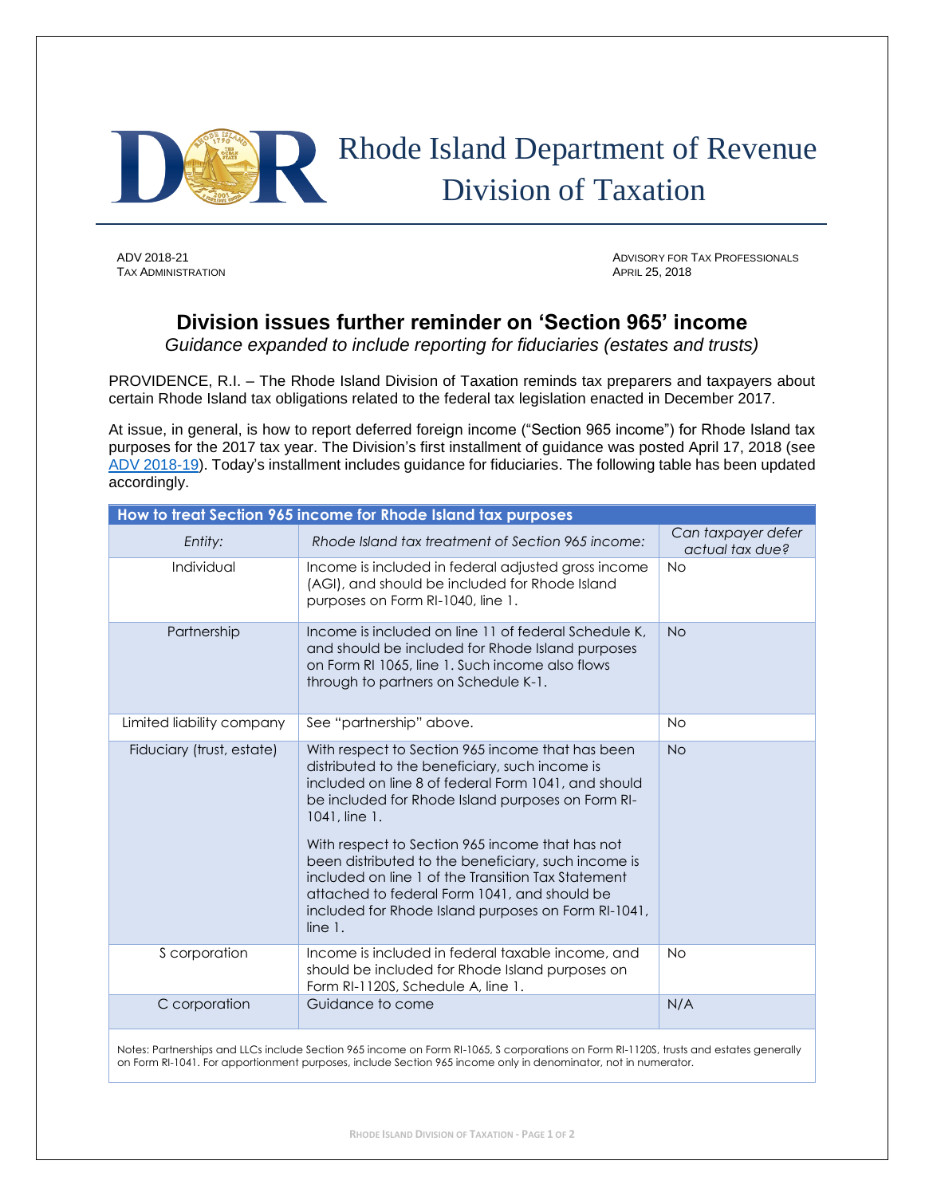# Rhode Island Department of Revenue
## Division of Taxation

ADV 2018-21
TAX ADMINISTRATION

ADVISORY FOR TAX PROFESSIONALS
APRIL 25, 2018

## Division issues further reminder on 'Section 965' income

*Guidance expanded to include reporting for fiduciaries (estates and trusts)*

PROVIDENCE, R.I. – The Rhode Island Division of Taxation reminds tax preparers and taxpayers about certain Rhode Island tax obligations related to the federal tax legislation enacted in December 2017.

At issue, in general, is how to report deferred foreign income ("Section 965 income") for Rhode Island tax purposes for the 2017 tax year. The Division's first installment of guidance was posted April 17, 2018 (see ADV 2018-19). Today's installment includes guidance for fiduciaries. The following table has been updated accordingly.

| How to treat Section 965 income for Rhode Island tax purposes | | |
|---|---|---|
| *Entity:* | *Rhode Island tax treatment of Section 965 income:* | *Can taxpayer defer actual tax due?* |
| Individual | Income is included in federal adjusted gross income (AGI), and should be included for Rhode Island purposes on Form RI-1040, line 1. | No |
| Partnership | Income is included on line 11 of federal Schedule K, and should be included for Rhode Island purposes on Form RI 1065, line 1. Such income also flows through to partners on Schedule K-1. | No |
| Limited liability company | See "partnership" above. | No |
| Fiduciary (trust, estate) | With respect to Section 965 income that has been distributed to the beneficiary, such income is included on line 8 of federal Form 1041, and should be included for Rhode Island purposes on Form RI-1041, line 1.<br><br>With respect to Section 965 income that has not been distributed to the beneficiary, such income is included on line 1 of the Transition Tax Statement attached to federal Form 1041, and should be included for Rhode Island purposes on Form RI-1041, line 1. | No |
| S corporation | Income is included in federal taxable income, and should be included for Rhode Island purposes on Form RI-1120S, Schedule A, line 1. | No |
| C corporation | Guidance to come | N/A |

Notes: Partnerships and LLCs include Section 965 income on Form RI-1065, S corporations on Form RI-1120S, trusts and estates generally on Form RI-1041. For apportionment purposes, include Section 965 income only in denominator, not in numerator.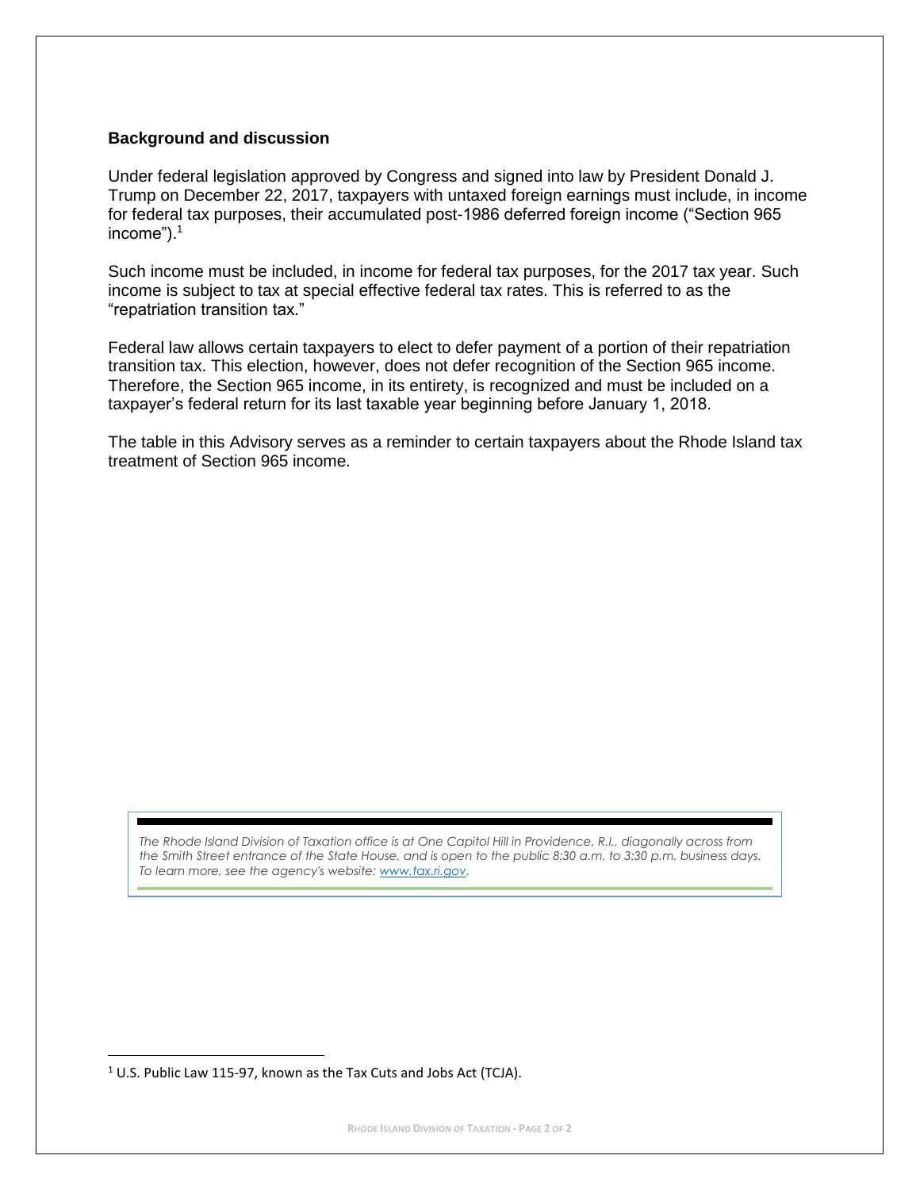### Background and discussion

Under federal legislation approved by Congress and signed into law by President Donald J. Trump on December 22, 2017, taxpayers with untaxed foreign earnings must include, in income for federal tax purposes, their accumulated post-1986 deferred foreign income ("Section 965 income").[1]

Such income must be included, in income for federal tax purposes, for the 2017 tax year. Such income is subject to tax at special effective federal tax rates. This is referred to as the "repatriation transition tax."

Federal law allows certain taxpayers to elect to defer payment of a portion of their repatriation transition tax. This election, however, does not defer recognition of the Section 965 income. Therefore, the Section 965 income, in its entirety, is recognized and must be included on a taxpayer's federal return for its last taxable year beginning before January 1, 2018.

The table in this Advisory serves as a reminder to certain taxpayers about the Rhode Island tax treatment of Section 965 income.

*The Rhode Island Division of Taxation office is at One Capitol Hill in Providence, R.I., diagonally across from the Smith Street entrance of the State House, and is open to the public 8:30 a.m. to 3:30 p.m. business days. To learn more, see the agency's website: [www.tax.ri.gov](http://www.tax.ri.gov).*

[1] U.S. Public Law 115-97, known as the Tax Cuts and Jobs Act (TCJA).